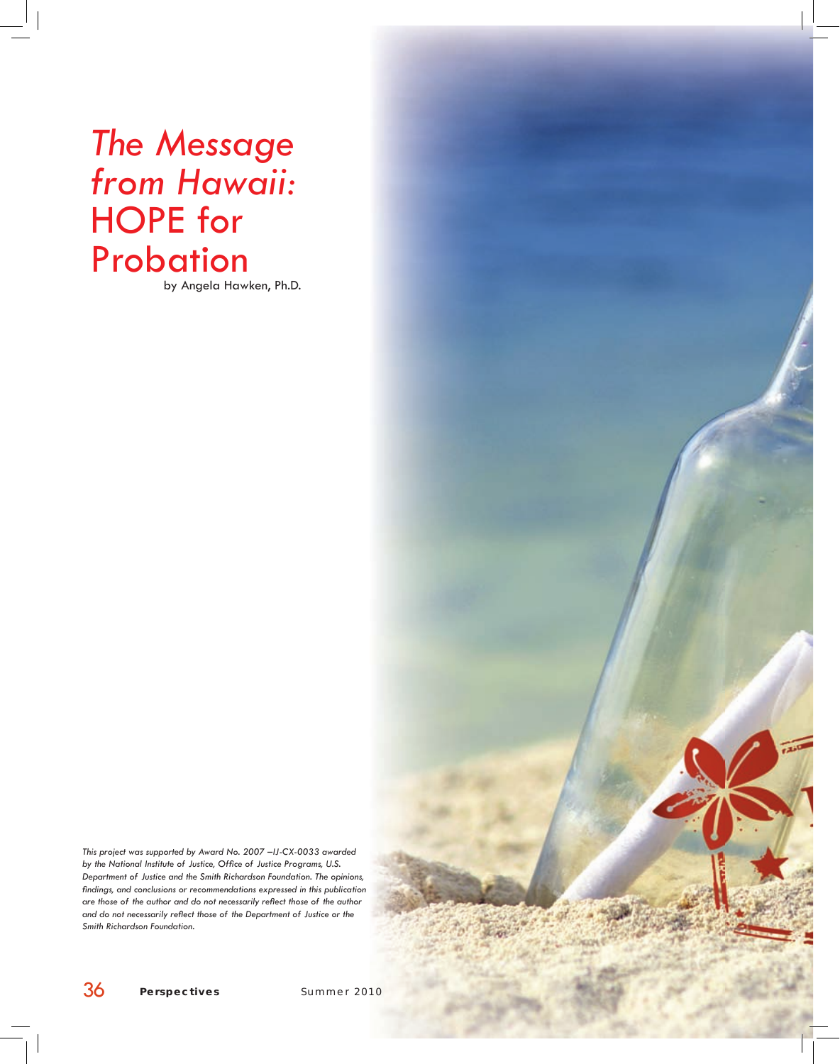# *The Message from Hawaii:* HOPE for Probation

by Angela Hawken, Ph.D.

*This project was supported by Award No. 2007 –IJ-CX-0033 awarded by the National Institute of Justice, Office of Justice Programs, U.S. Department of Justice and the Smith Richardson Foundation. The opinions, findings, and conclusions or recommendations expressed in this publication are those of the author and do not necessarily reflect those of the author and do not necessarily reflect those of the Department of Justice or the Smith Richardson Foundation.*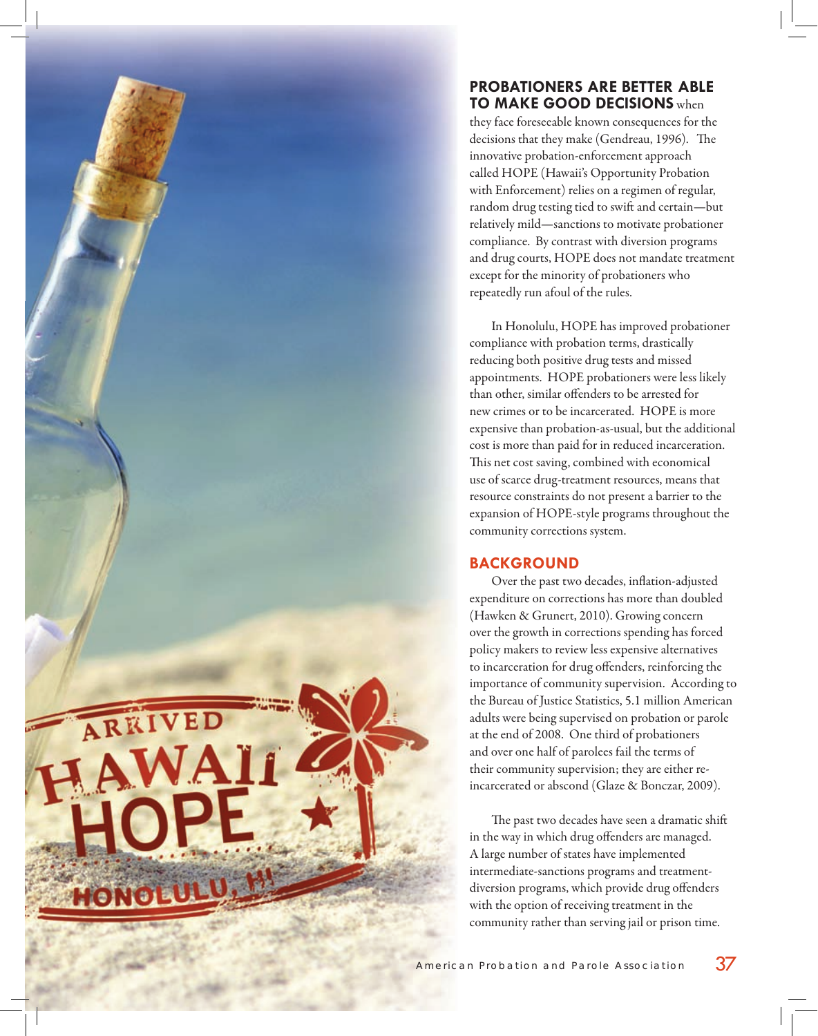**PROBATIONERS ARE BETTER ABLE TO MAKE GOOD DECISIONS** when they face foreseeable known consequences for the decisions that they make (Gendreau, 1996). The innovative probation-enforcement approach called HOPE (Hawaii's Opportunity Probation with Enforcement) relies on a regimen of regular, random drug testing tied to swift and certain—but relatively mild—sanctions to motivate probationer compliance. By contrast with diversion programs and drug courts, HOPE does not mandate treatment except for the minority of probationers who repeatedly run afoul of the rules.

In Honolulu, HOPE has improved probationer compliance with probation terms, drastically reducing both positive drug tests and missed appointments. HOPE probationers were less likely than other, similar offenders to be arrested for new crimes or to be incarcerated. HOPE is more expensive than probation-as-usual, but the additional cost is more than paid for in reduced incarceration. This net cost saving, combined with economical use of scarce drug-treatment resources, means that resource constraints do not present a barrier to the expansion of HOPE-style programs throughout the community corrections system.

## BACKGROUND

Over the past two decades, inflation-adjusted expenditure on corrections has more than doubled (Hawken & Grunert, 2010). Growing concern over the growth in corrections spending has forced policy makers to review less expensive alternatives to incarceration for drug offenders, reinforcing the importance of community supervision. According to the Bureau of Justice Statistics, 5.1 million American adults were being supervised on probation or parole at the end of 2008. One third of probationers and over one half of parolees fail the terms of their community supervision; they are either re-incarcerated or abscond (Glaze & Bonczar, 2009).

The past two decades have seen a dramatic shift in the way in which drug offenders are managed. A large number of states have implemented intermediate-sanctions programs and treatment-diversion programs, which provide drug offenders with the option of receiving treatment in the community rather than serving jail or prison time.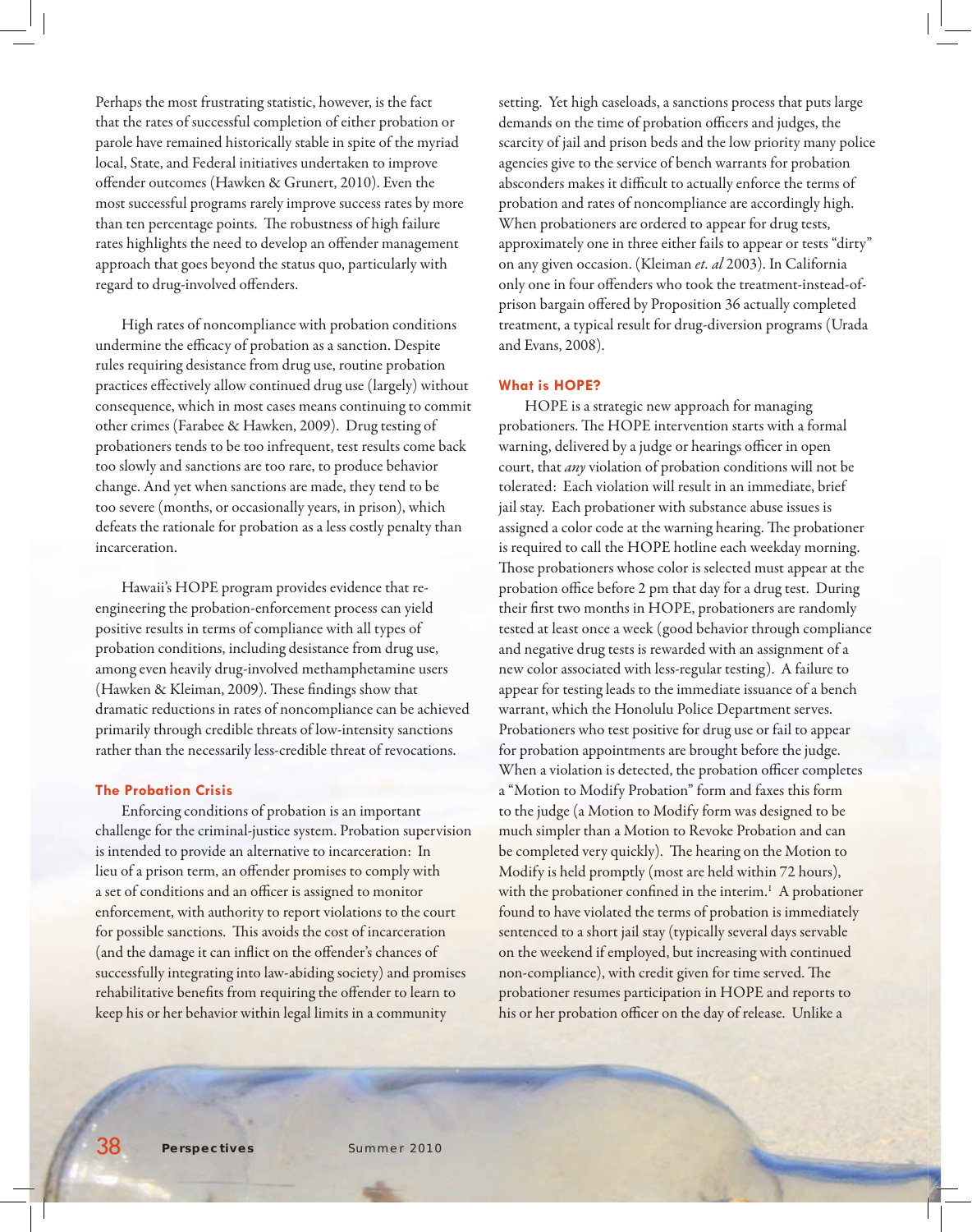Perhaps the most frustrating statistic, however, is the fact that the rates of successful completion of either probation or parole have remained historically stable in spite of the myriad local, State, and Federal initiatives undertaken to improve offender outcomes (Hawken & Grunert, 2010). Even the most successful programs rarely improve success rates by more than ten percentage points. The robustness of high failure rates highlights the need to develop an offender management approach that goes beyond the status quo, particularly with regard to drug-involved offenders.

High rates of noncompliance with probation conditions undermine the efficacy of probation as a sanction. Despite rules requiring desistance from drug use, routine probation practices effectively allow continued drug use (largely) without consequence, which in most cases means continuing to commit other crimes (Farabee & Hawken, 2009). Drug testing of probationers tends to be too infrequent, test results come back too slowly and sanctions are too rare, to produce behavior change. And yet when sanctions are made, they tend to be too severe (months, or occasionally years, in prison), which defeats the rationale for probation as a less costly penalty than incarceration.

Hawaii's HOPE program provides evidence that re-engineering the probation-enforcement process can yield positive results in terms of compliance with all types of probation conditions, including desistance from drug use, among even heavily drug-involved methamphetamine users (Hawken & Kleiman, 2009). These findings show that dramatic reductions in rates of noncompliance can be achieved primarily through credible threats of low-intensity sanctions rather than the necessarily less-credible threat of revocations.

## The Probation Crisis

Enforcing conditions of probation is an important challenge for the criminal-justice system. Probation supervision is intended to provide an alternative to incarceration: In lieu of a prison term, an offender promises to comply with a set of conditions and an officer is assigned to monitor enforcement, with authority to report violations to the court for possible sanctions. This avoids the cost of incarceration (and the damage it can inflict on the offender's chances of successfully integrating into law-abiding society) and promises rehabilitative benefits from requiring the offender to learn to keep his or her behavior within legal limits in a community setting. Yet high caseloads, a sanctions process that puts large demands on the time of probation officers and judges, the scarcity of jail and prison beds and the low priority many police agencies give to the service of bench warrants for probation absconders makes it difficult to actually enforce the terms of probation and rates of noncompliance are accordingly high. When probationers are ordered to appear for drug tests, approximately one in three either fails to appear or tests "dirty" on any given occasion. (Kleiman *et. al* 2003). In California only one in four offenders who took the treatment-instead-of-prison bargain offered by Proposition 36 actually completed treatment, a typical result for drug-diversion programs (Urada and Evans, 2008).

## What is HOPE?

HOPE is a strategic new approach for managing probationers. The HOPE intervention starts with a formal warning, delivered by a judge or hearings officer in open court, that *any* violation of probation conditions will not be tolerated: Each violation will result in an immediate, brief jail stay. Each probationer with substance abuse issues is assigned a color code at the warning hearing. The probationer is required to call the HOPE hotline each weekday morning. Those probationers whose color is selected must appear at the probation office before 2 pm that day for a drug test. During their first two months in HOPE, probationers are randomly tested at least once a week (good behavior through compliance and negative drug tests is rewarded with an assignment of a new color associated with less-regular testing). A failure to appear for testing leads to the immediate issuance of a bench warrant, which the Honolulu Police Department serves. Probationers who test positive for drug use or fail to appear for probation appointments are brought before the judge. When a violation is detected, the probation officer completes a "Motion to Modify Probation" form and faxes this form to the judge (a Motion to Modify form was designed to be much simpler than a Motion to Revoke Probation and can be completed very quickly). The hearing on the Motion to Modify is held promptly (most are held within 72 hours), with the probationer confined in the interim.[1] A probationer found to have violated the terms of probation is immediately sentenced to a short jail stay (typically several days servable on the weekend if employed, but increasing with continued non-compliance), with credit given for time served. The probationer resumes participation in HOPE and reports to his or her probation officer on the day of release. Unlike a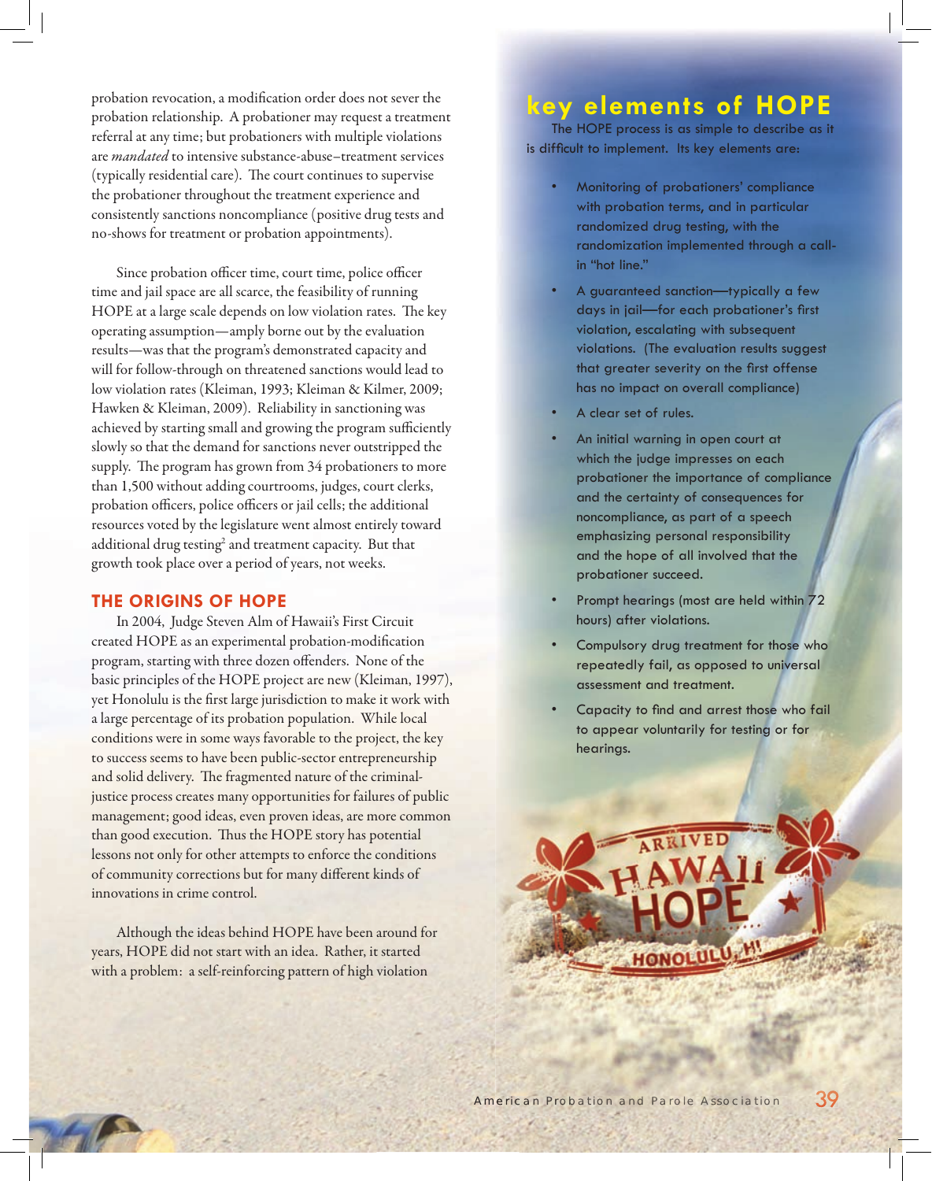probation revocation, a modification order does not sever the probation relationship. A probationer may request a treatment referral at any time; but probationers with multiple violations are *mandated* to intensive substance-abuse–treatment services (typically residential care). The court continues to supervise the probationer throughout the treatment experience and consistently sanctions noncompliance (positive drug tests and no-shows for treatment or probation appointments).

Since probation officer time, court time, police officer time and jail space are all scarce, the feasibility of running HOPE at a large scale depends on low violation rates. The key operating assumption—amply borne out by the evaluation results—was that the program's demonstrated capacity and will for follow-through on threatened sanctions would lead to low violation rates (Kleiman, 1993; Kleiman & Kilmer, 2009; Hawken & Kleiman, 2009). Reliability in sanctioning was achieved by starting small and growing the program sufficiently slowly so that the demand for sanctions never outstripped the supply. The program has grown from 34 probationers to more than 1,500 without adding courtrooms, judges, court clerks, probation officers, police officers or jail cells; the additional resources voted by the legislature went almost entirely toward additional drug testing[2] and treatment capacity. But that growth took place over a period of years, not weeks.

## THE ORIGINS OF HOPE

In 2004, Judge Steven Alm of Hawaii's First Circuit created HOPE as an experimental probation-modification program, starting with three dozen offenders. None of the basic principles of the HOPE project are new (Kleiman, 1997), yet Honolulu is the first large jurisdiction to make it work with a large percentage of its probation population. While local conditions were in some ways favorable to the project, the key to success seems to have been public-sector entrepreneurship and solid delivery. The fragmented nature of the criminal-justice process creates many opportunities for failures of public management; good ideas, even proven ideas, are more common than good execution. Thus the HOPE story has potential lessons not only for other attempts to enforce the conditions of community corrections but for many different kinds of innovations in crime control.

Although the ideas behind HOPE have been around for years, HOPE did not start with an idea. Rather, it started with a problem: a self-reinforcing pattern of high violation

## key elements of HOPE

The HOPE process is as simple to describe as it is difficult to implement. Its key elements are:

- Monitoring of probationers' compliance with probation terms, and in particular randomized drug testing, with the randomization implemented through a call-in "hot line."
- A guaranteed sanction—typically a few days in jail—for each probationer's first violation, escalating with subsequent violations. (The evaluation results suggest that greater severity on the first offense has no impact on overall compliance)
- A clear set of rules.
- An initial warning in open court at which the judge impresses on each probationer the importance of compliance and the certainty of consequences for noncompliance, as part of a speech emphasizing personal responsibility and the hope of all involved that the probationer succeed.
- Prompt hearings (most are held within 72 hours) after violations.
- Compulsory drug treatment for those who repeatedly fail, as opposed to universal assessment and treatment.
- Capacity to find and arrest those who fail to appear voluntarily for testing or for hearings.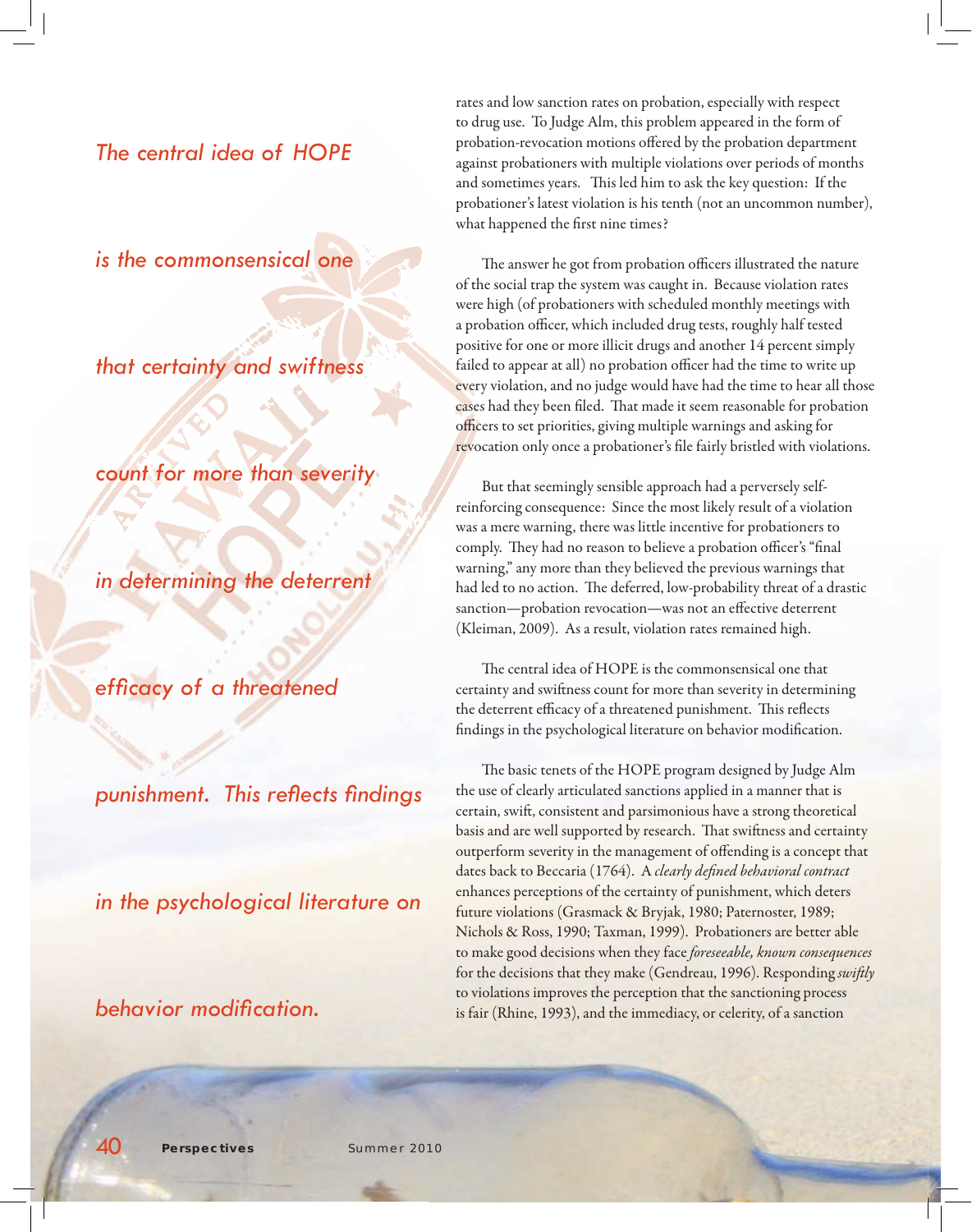*The central idea of HOPE is the commonsensical one that certainty and swiftness count for more than severity in determining the deterrent efficacy of a threatened punishment. This reflects findings in the psychological literature on behavior modification.*

rates and low sanction rates on probation, especially with respect to drug use. To Judge Alm, this problem appeared in the form of probation-revocation motions offered by the probation department against probationers with multiple violations over periods of months and sometimes years. This led him to ask the key question: If the probationer's latest violation is his tenth (not an uncommon number), what happened the first nine times?

The answer he got from probation officers illustrated the nature of the social trap the system was caught in. Because violation rates were high (of probationers with scheduled monthly meetings with a probation officer, which included drug tests, roughly half tested positive for one or more illicit drugs and another 14 percent simply failed to appear at all) no probation officer had the time to write up every violation, and no judge would have had the time to hear all those cases had they been filed. That made it seem reasonable for probation officers to set priorities, giving multiple warnings and asking for revocation only once a probationer's file fairly bristled with violations.

But that seemingly sensible approach had a perversely self-reinforcing consequence: Since the most likely result of a violation was a mere warning, there was little incentive for probationers to comply. They had no reason to believe a probation officer's "final warning," any more than they believed the previous warnings that had led to no action. The deferred, low-probability threat of a drastic sanction—probation revocation—was not an effective deterrent (Kleiman, 2009). As a result, violation rates remained high.

The central idea of HOPE is the commonsensical one that certainty and swiftness count for more than severity in determining the deterrent efficacy of a threatened punishment. This reflects findings in the psychological literature on behavior modification.

The basic tenets of the HOPE program designed by Judge Alm the use of clearly articulated sanctions applied in a manner that is certain, swift, consistent and parsimonious have a strong theoretical basis and are well supported by research. That swiftness and certainty outperform severity in the management of offending is a concept that dates back to Beccaria (1764). A *clearly defined behavioral contract* enhances perceptions of the certainty of punishment, which deters future violations (Grasmack & Bryjak, 1980; Paternoster, 1989; Nichols & Ross, 1990; Taxman, 1999). Probationers are better able to make good decisions when they face *foreseeable, known consequences* for the decisions that they make (Gendreau, 1996). Responding *swiftly* to violations improves the perception that the sanctioning process is fair (Rhine, 1993), and the immediacy, or celerity, of a sanction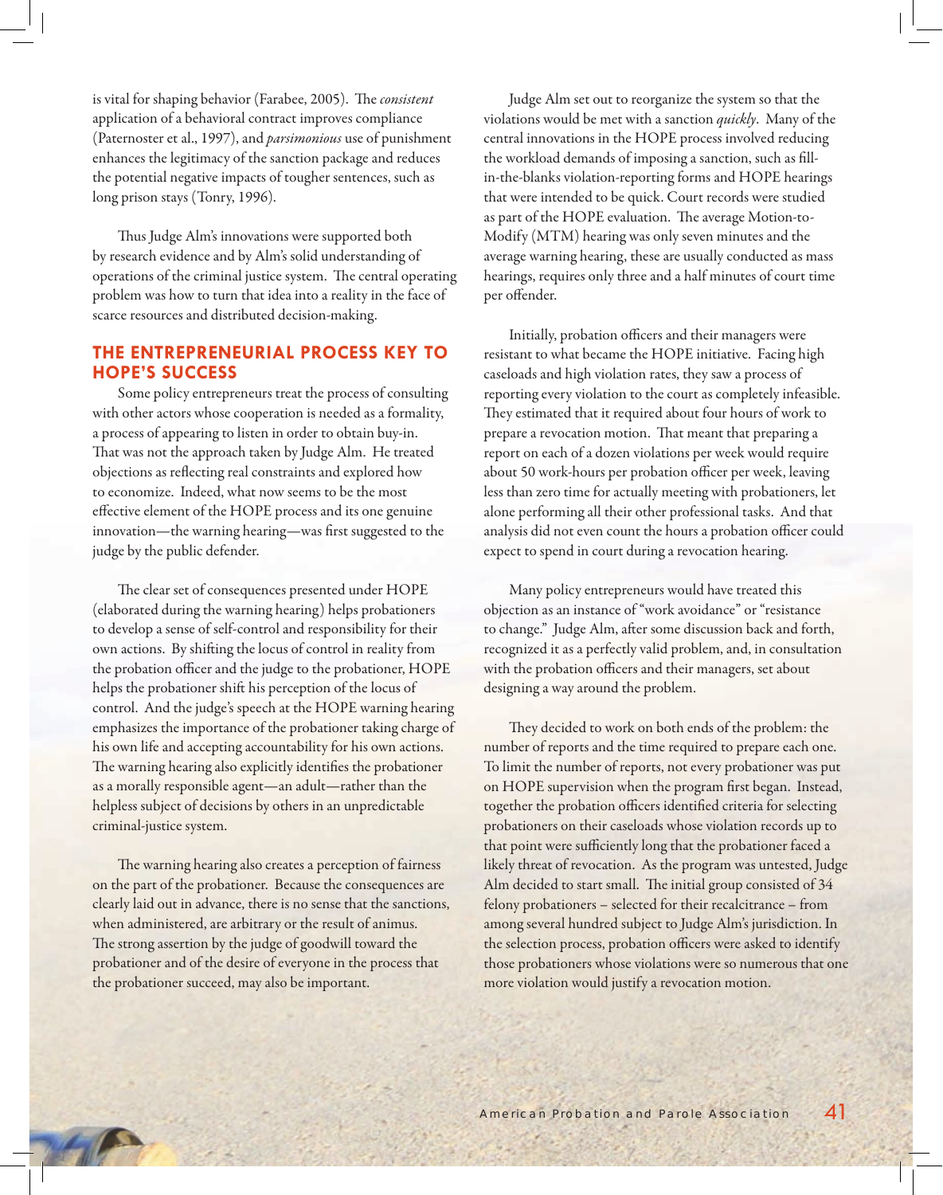is vital for shaping behavior (Farabee, 2005). The *consistent* application of a behavioral contract improves compliance (Paternoster et al., 1997), and *parsimonious* use of punishment enhances the legitimacy of the sanction package and reduces the potential negative impacts of tougher sentences, such as long prison stays (Tonry, 1996).

Thus Judge Alm's innovations were supported both by research evidence and by Alm's solid understanding of operations of the criminal justice system. The central operating problem was how to turn that idea into a reality in the face of scarce resources and distributed decision-making.

## THE ENTREPRENEURIAL PROCESS KEY TO HOPE'S SUCCESS

Some policy entrepreneurs treat the process of consulting with other actors whose cooperation is needed as a formality, a process of appearing to listen in order to obtain buy-in. That was not the approach taken by Judge Alm. He treated objections as reflecting real constraints and explored how to economize. Indeed, what now seems to be the most effective element of the HOPE process and its one genuine innovation—the warning hearing—was first suggested to the judge by the public defender.

The clear set of consequences presented under HOPE (elaborated during the warning hearing) helps probationers to develop a sense of self-control and responsibility for their own actions. By shifting the locus of control in reality from the probation officer and the judge to the probationer, HOPE helps the probationer shift his perception of the locus of control. And the judge's speech at the HOPE warning hearing emphasizes the importance of the probationer taking charge of his own life and accepting accountability for his own actions. The warning hearing also explicitly identifies the probationer as a morally responsible agent—an adult—rather than the helpless subject of decisions by others in an unpredictable criminal-justice system.

The warning hearing also creates a perception of fairness on the part of the probationer. Because the consequences are clearly laid out in advance, there is no sense that the sanctions, when administered, are arbitrary or the result of animus. The strong assertion by the judge of goodwill toward the probationer and of the desire of everyone in the process that the probationer succeed, may also be important.

Judge Alm set out to reorganize the system so that the violations would be met with a sanction *quickly*. Many of the central innovations in the HOPE process involved reducing the workload demands of imposing a sanction, such as fill-in-the-blanks violation-reporting forms and HOPE hearings that were intended to be quick. Court records were studied as part of the HOPE evaluation. The average Motion-to-Modify (MTM) hearing was only seven minutes and the average warning hearing, these are usually conducted as mass hearings, requires only three and a half minutes of court time per offender.

Initially, probation officers and their managers were resistant to what became the HOPE initiative. Facing high caseloads and high violation rates, they saw a process of reporting every violation to the court as completely infeasible. They estimated that it required about four hours of work to prepare a revocation motion. That meant that preparing a report on each of a dozen violations per week would require about 50 work-hours per probation officer per week, leaving less than zero time for actually meeting with probationers, let alone performing all their other professional tasks. And that analysis did not even count the hours a probation officer could expect to spend in court during a revocation hearing.

Many policy entrepreneurs would have treated this objection as an instance of "work avoidance" or "resistance to change." Judge Alm, after some discussion back and forth, recognized it as a perfectly valid problem, and, in consultation with the probation officers and their managers, set about designing a way around the problem.

They decided to work on both ends of the problem: the number of reports and the time required to prepare each one. To limit the number of reports, not every probationer was put on HOPE supervision when the program first began. Instead, together the probation officers identified criteria for selecting probationers on their caseloads whose violation records up to that point were sufficiently long that the probationer faced a likely threat of revocation. As the program was untested, Judge Alm decided to start small. The initial group consisted of 34 felony probationers – selected for their recalcitrance – from among several hundred subject to Judge Alm's jurisdiction. In the selection process, probation officers were asked to identify those probationers whose violations were so numerous that one more violation would justify a revocation motion.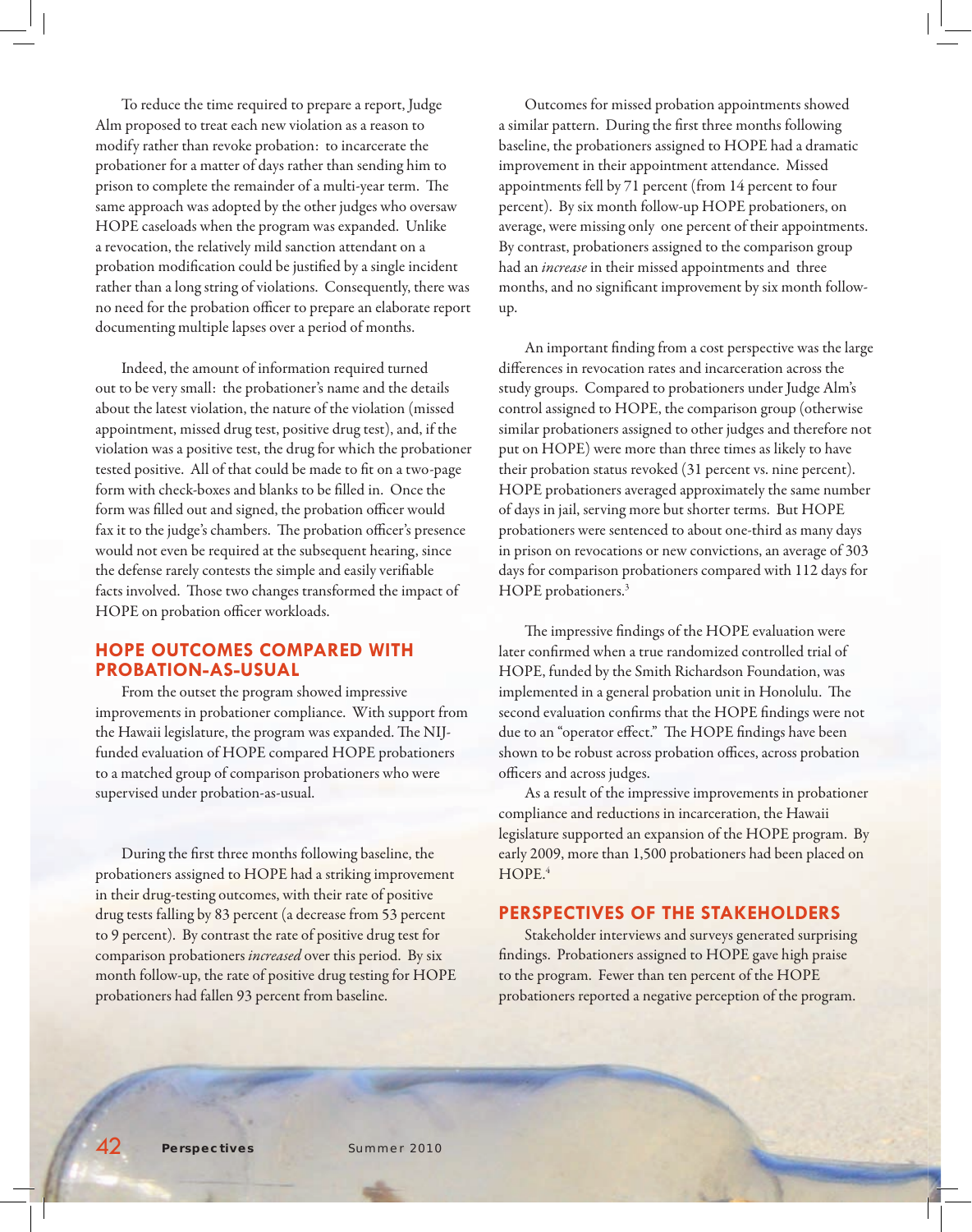To reduce the time required to prepare a report, Judge Alm proposed to treat each new violation as a reason to modify rather than revoke probation: to incarcerate the probationer for a matter of days rather than sending him to prison to complete the remainder of a multi-year term. The same approach was adopted by the other judges who oversaw HOPE caseloads when the program was expanded. Unlike a revocation, the relatively mild sanction attendant on a probation modification could be justified by a single incident rather than a long string of violations. Consequently, there was no need for the probation officer to prepare an elaborate report documenting multiple lapses over a period of months.

Indeed, the amount of information required turned out to be very small: the probationer's name and the details about the latest violation, the nature of the violation (missed appointment, missed drug test, positive drug test), and, if the violation was a positive test, the drug for which the probationer tested positive. All of that could be made to fit on a two-page form with check-boxes and blanks to be filled in. Once the form was filled out and signed, the probation officer would fax it to the judge's chambers. The probation officer's presence would not even be required at the subsequent hearing, since the defense rarely contests the simple and easily verifiable facts involved. Those two changes transformed the impact of HOPE on probation officer workloads.

## HOPE OUTCOMES COMPARED WITH PROBATION-AS-USUAL

From the outset the program showed impressive improvements in probationer compliance. With support from the Hawaii legislature, the program was expanded. The NIJ-funded evaluation of HOPE compared HOPE probationers to a matched group of comparison probationers who were supervised under probation-as-usual.

During the first three months following baseline, the probationers assigned to HOPE had a striking improvement in their drug-testing outcomes, with their rate of positive drug tests falling by 83 percent (a decrease from 53 percent to 9 percent). By contrast the rate of positive drug test for comparison probationers *increased* over this period. By six month follow-up, the rate of positive drug testing for HOPE probationers had fallen 93 percent from baseline.

Outcomes for missed probation appointments showed a similar pattern. During the first three months following baseline, the probationers assigned to HOPE had a dramatic improvement in their appointment attendance. Missed appointments fell by 71 percent (from 14 percent to four percent). By six month follow-up HOPE probationers, on average, were missing only one percent of their appointments. By contrast, probationers assigned to the comparison group had an *increase* in their missed appointments and three months, and no significant improvement by six month follow-up.

An important finding from a cost perspective was the large differences in revocation rates and incarceration across the study groups. Compared to probationers under Judge Alm's control assigned to HOPE, the comparison group (otherwise similar probationers assigned to other judges and therefore not put on HOPE) were more than three times as likely to have their probation status revoked (31 percent vs. nine percent). HOPE probationers averaged approximately the same number of days in jail, serving more but shorter terms. But HOPE probationers were sentenced to about one-third as many days in prison on revocations or new convictions, an average of 303 days for comparison probationers compared with 112 days for HOPE probationers.[3]

The impressive findings of the HOPE evaluation were later confirmed when a true randomized controlled trial of HOPE, funded by the Smith Richardson Foundation, was implemented in a general probation unit in Honolulu. The second evaluation confirms that the HOPE findings were not due to an "operator effect." The HOPE findings have been shown to be robust across probation offices, across probation officers and across judges.

As a result of the impressive improvements in probationer compliance and reductions in incarceration, the Hawaii legislature supported an expansion of the HOPE program. By early 2009, more than 1,500 probationers had been placed on HOPE.[4]

## PERSPECTIVES OF THE STAKEHOLDERS

Stakeholder interviews and surveys generated surprising findings. Probationers assigned to HOPE gave high praise to the program. Fewer than ten percent of the HOPE probationers reported a negative perception of the program.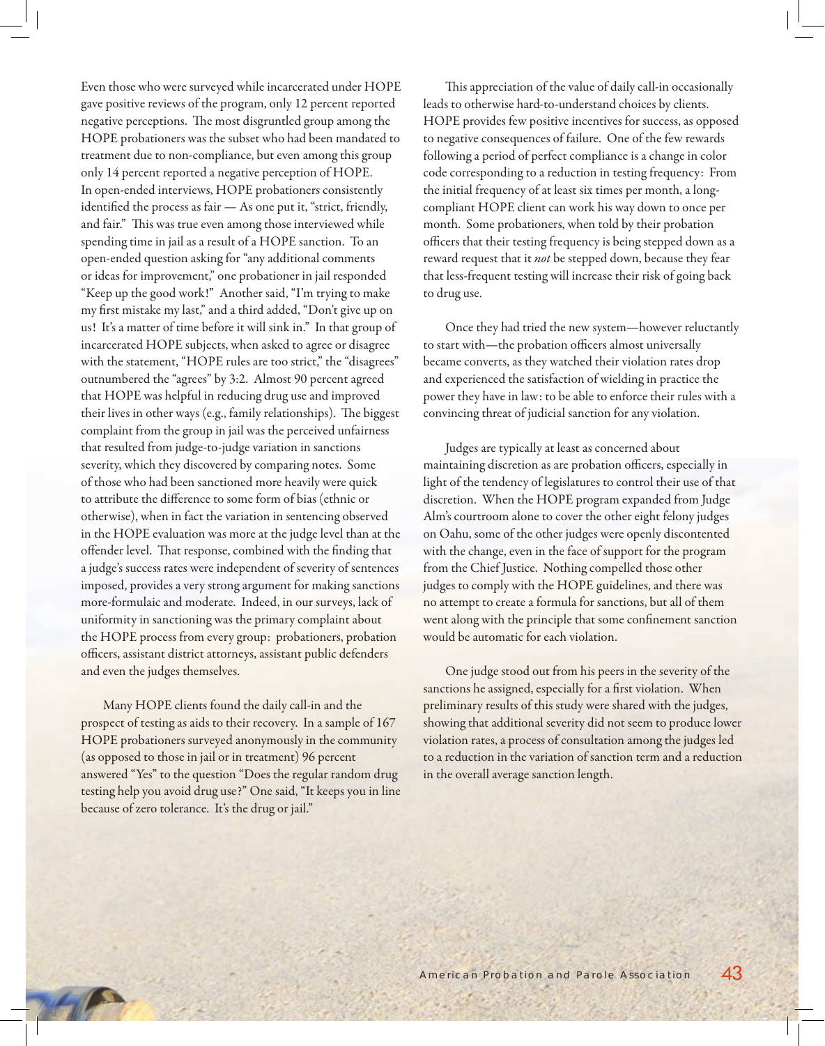Even those who were surveyed while incarcerated under HOPE gave positive reviews of the program, only 12 percent reported negative perceptions. The most disgruntled group among the HOPE probationers was the subset who had been mandated to treatment due to non-compliance, but even among this group only 14 percent reported a negative perception of HOPE. In open-ended interviews, HOPE probationers consistently identified the process as fair — As one put it, "strict, friendly, and fair." This was true even among those interviewed while spending time in jail as a result of a HOPE sanction. To an open-ended question asking for "any additional comments or ideas for improvement," one probationer in jail responded "Keep up the good work!" Another said, "I'm trying to make my first mistake my last," and a third added, "Don't give up on us! It's a matter of time before it will sink in." In that group of incarcerated HOPE subjects, when asked to agree or disagree with the statement, "HOPE rules are too strict," the "disagrees" outnumbered the "agrees" by 3:2. Almost 90 percent agreed that HOPE was helpful in reducing drug use and improved their lives in other ways (e.g., family relationships). The biggest complaint from the group in jail was the perceived unfairness that resulted from judge-to-judge variation in sanctions severity, which they discovered by comparing notes. Some of those who had been sanctioned more heavily were quick to attribute the difference to some form of bias (ethnic or otherwise), when in fact the variation in sentencing observed in the HOPE evaluation was more at the judge level than at the offender level. That response, combined with the finding that a judge's success rates were independent of severity of sentences imposed, provides a very strong argument for making sanctions more-formulaic and moderate. Indeed, in our surveys, lack of uniformity in sanctioning was the primary complaint about the HOPE process from every group: probationers, probation officers, assistant district attorneys, assistant public defenders and even the judges themselves.

Many HOPE clients found the daily call-in and the prospect of testing as aids to their recovery. In a sample of 167 HOPE probationers surveyed anonymously in the community (as opposed to those in jail or in treatment) 96 percent answered "Yes" to the question "Does the regular random drug testing help you avoid drug use?" One said, "It keeps you in line because of zero tolerance. It's the drug or jail."

This appreciation of the value of daily call-in occasionally leads to otherwise hard-to-understand choices by clients. HOPE provides few positive incentives for success, as opposed to negative consequences of failure. One of the few rewards following a period of perfect compliance is a change in color code corresponding to a reduction in testing frequency: From the initial frequency of at least six times per month, a long-compliant HOPE client can work his way down to once per month. Some probationers, when told by their probation officers that their testing frequency is being stepped down as a reward request that it *not* be stepped down, because they fear that less-frequent testing will increase their risk of going back to drug use.

Once they had tried the new system—however reluctantly to start with—the probation officers almost universally became converts, as they watched their violation rates drop and experienced the satisfaction of wielding in practice the power they have in law: to be able to enforce their rules with a convincing threat of judicial sanction for any violation.

Judges are typically at least as concerned about maintaining discretion as are probation officers, especially in light of the tendency of legislatures to control their use of that discretion. When the HOPE program expanded from Judge Alm's courtroom alone to cover the other eight felony judges on Oahu, some of the other judges were openly discontented with the change, even in the face of support for the program from the Chief Justice. Nothing compelled those other judges to comply with the HOPE guidelines, and there was no attempt to create a formula for sanctions, but all of them went along with the principle that some confinement sanction would be automatic for each violation.

One judge stood out from his peers in the severity of the sanctions he assigned, especially for a first violation. When preliminary results of this study were shared with the judges, showing that additional severity did not seem to produce lower violation rates, a process of consultation among the judges led to a reduction in the variation of sanction term and a reduction in the overall average sanction length.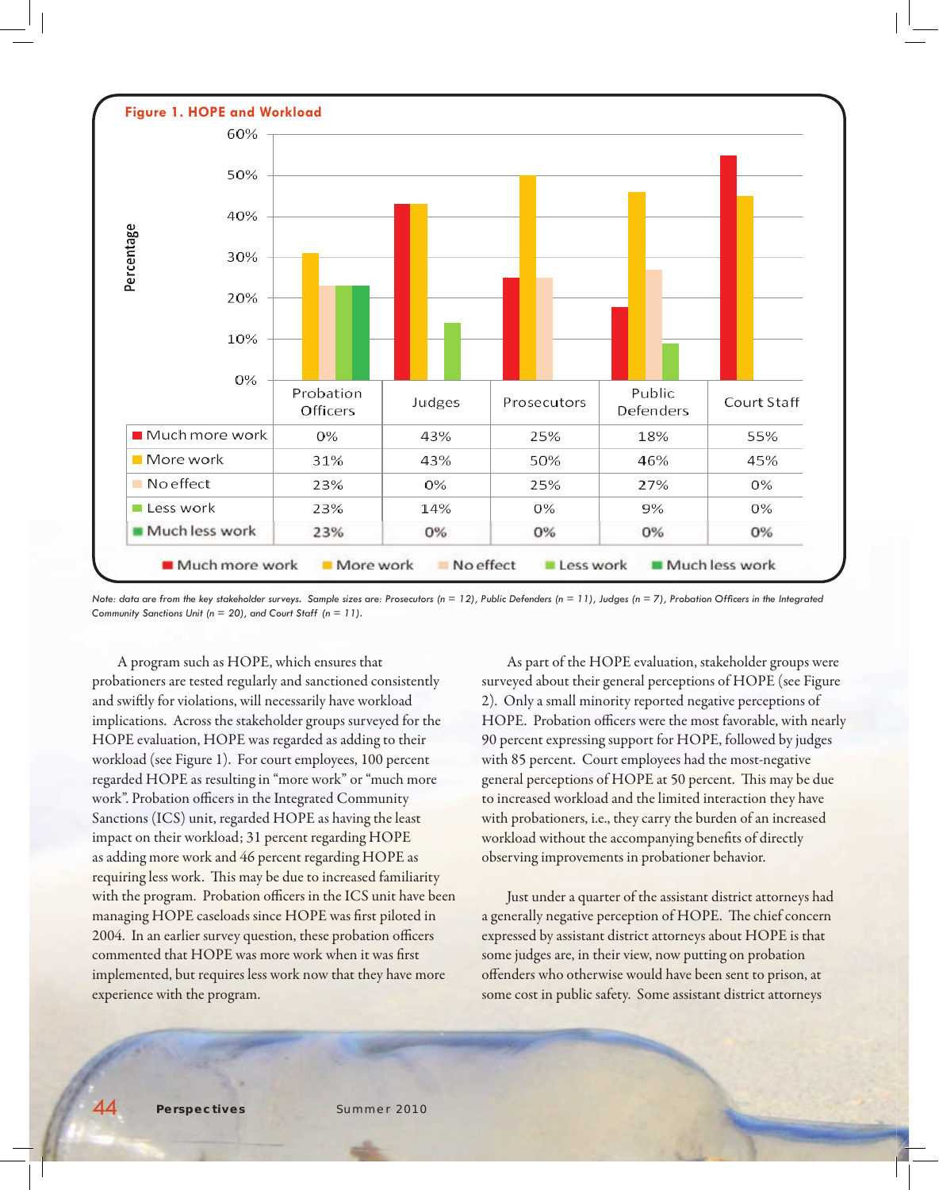**Figure 1. HOPE and Workload**

| | Probation Officers | Judges | Prosecutors | Public Defenders | Court Staff |
|---|---|---|---|---|---|
| Much more work | 0% | 43% | 25% | 18% | 55% |
| More work | 31% | 43% | 50% | 46% | 45% |
| No effect | 23% | 0% | 25% | 27% | 0% |
| Less work | 23% | 14% | 0% | 9% | 0% |
| Much less work | 23% | 0% | 0% | 0% | 0% |

*Note: data are from the key stakeholder surveys. Sample sizes are: Prosecutors (n = 12), Public Defenders (n = 11), Judges (n = 7), Probation Officers in the Integrated Community Sanctions Unit (n = 20), and Court Staff (n = 11).*

A program such as HOPE, which ensures that probationers are tested regularly and sanctioned consistently and swiftly for violations, will necessarily have workload implications. Across the stakeholder groups surveyed for the HOPE evaluation, HOPE was regarded as adding to their workload (see Figure 1). For court employees, 100 percent regarded HOPE as resulting in "more work" or "much more work". Probation officers in the Integrated Community Sanctions (ICS) unit, regarded HOPE as having the least impact on their workload; 31 percent regarding HOPE as adding more work and 46 percent regarding HOPE as requiring less work. This may be due to increased familiarity with the program. Probation officers in the ICS unit have been managing HOPE caseloads since HOPE was first piloted in 2004. In an earlier survey question, these probation officers commented that HOPE was more work when it was first implemented, but requires less work now that they have more experience with the program.

As part of the HOPE evaluation, stakeholder groups were surveyed about their general perceptions of HOPE (see Figure 2). Only a small minority reported negative perceptions of HOPE. Probation officers were the most favorable, with nearly 90 percent expressing support for HOPE, followed by judges with 85 percent. Court employees had the most-negative general perceptions of HOPE at 50 percent. This may be due to increased workload and the limited interaction they have with probationers, i.e., they carry the burden of an increased workload without the accompanying benefits of directly observing improvements in probationer behavior.

Just under a quarter of the assistant district attorneys had a generally negative perception of HOPE. The chief concern expressed by assistant district attorneys about HOPE is that some judges are, in their view, now putting on probation offenders who otherwise would have been sent to prison, at some cost in public safety. Some assistant district attorneys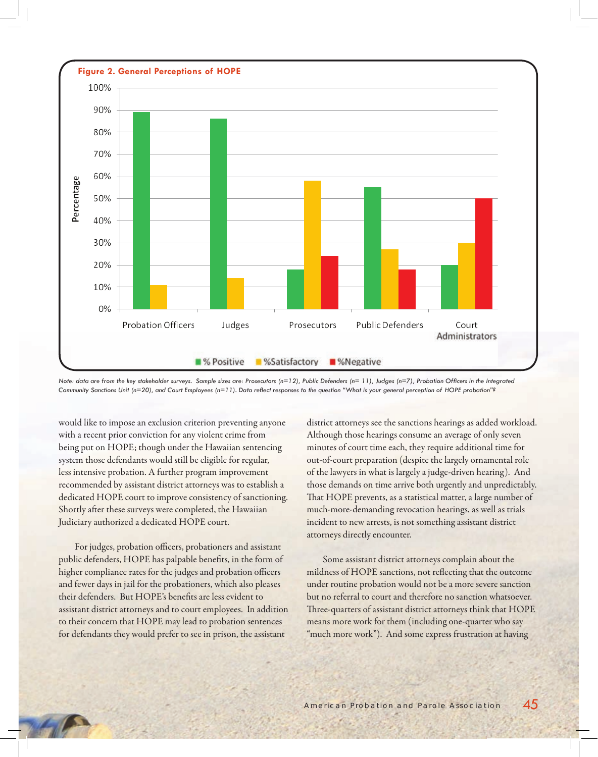**Figure 2. General Perceptions of HOPE**

| | % Positive | %Satisfactory | %Negative |
|---|---|---|---|
| Probation Officers | 89% | 11% | |
| Judges | 86% | 14% | |
| Prosecutors | 18% | 58% | 24% |
| Public Defenders | 55% | 27% | 18% |
| Court Administrators | 20% | 30% | 50% |

*Note: data are from the key stakeholder surveys. Sample sizes are: Prosecutors (n=12), Public Defenders (n= 11), Judges (n=7), Probation Officers in the Integrated Community Sanctions Unit (n=20), and Court Employees (n=11). Data reflect responses to the question "What is your general perception of HOPE probation"?*

would like to impose an exclusion criterion preventing anyone with a recent prior conviction for any violent crime from being put on HOPE; though under the Hawaiian sentencing system those defendants would still be eligible for regular, less intensive probation. A further program improvement recommended by assistant district attorneys was to establish a dedicated HOPE court to improve consistency of sanctioning. Shortly after these surveys were completed, the Hawaiian Judiciary authorized a dedicated HOPE court.

For judges, probation officers, probationers and assistant public defenders, HOPE has palpable benefits, in the form of higher compliance rates for the judges and probation officers and fewer days in jail for the probationers, which also pleases their defenders. But HOPE's benefits are less evident to assistant district attorneys and to court employees. In addition to their concern that HOPE may lead to probation sentences for defendants they would prefer to see in prison, the assistant district attorneys see the sanctions hearings as added workload. Although those hearings consume an average of only seven minutes of court time each, they require additional time for out-of-court preparation (despite the largely ornamental role of the lawyers in what is largely a judge-driven hearing). And those demands on time arrive both urgently and unpredictably. That HOPE prevents, as a statistical matter, a large number of much-more-demanding revocation hearings, as well as trials incident to new arrests, is not something assistant district attorneys directly encounter.

Some assistant district attorneys complain about the mildness of HOPE sanctions, not reflecting that the outcome under routine probation would not be a more severe sanction but no referral to court and therefore no sanction whatsoever. Three-quarters of assistant district attorneys think that HOPE means more work for them (including one-quarter who say "much more work"). And some express frustration at having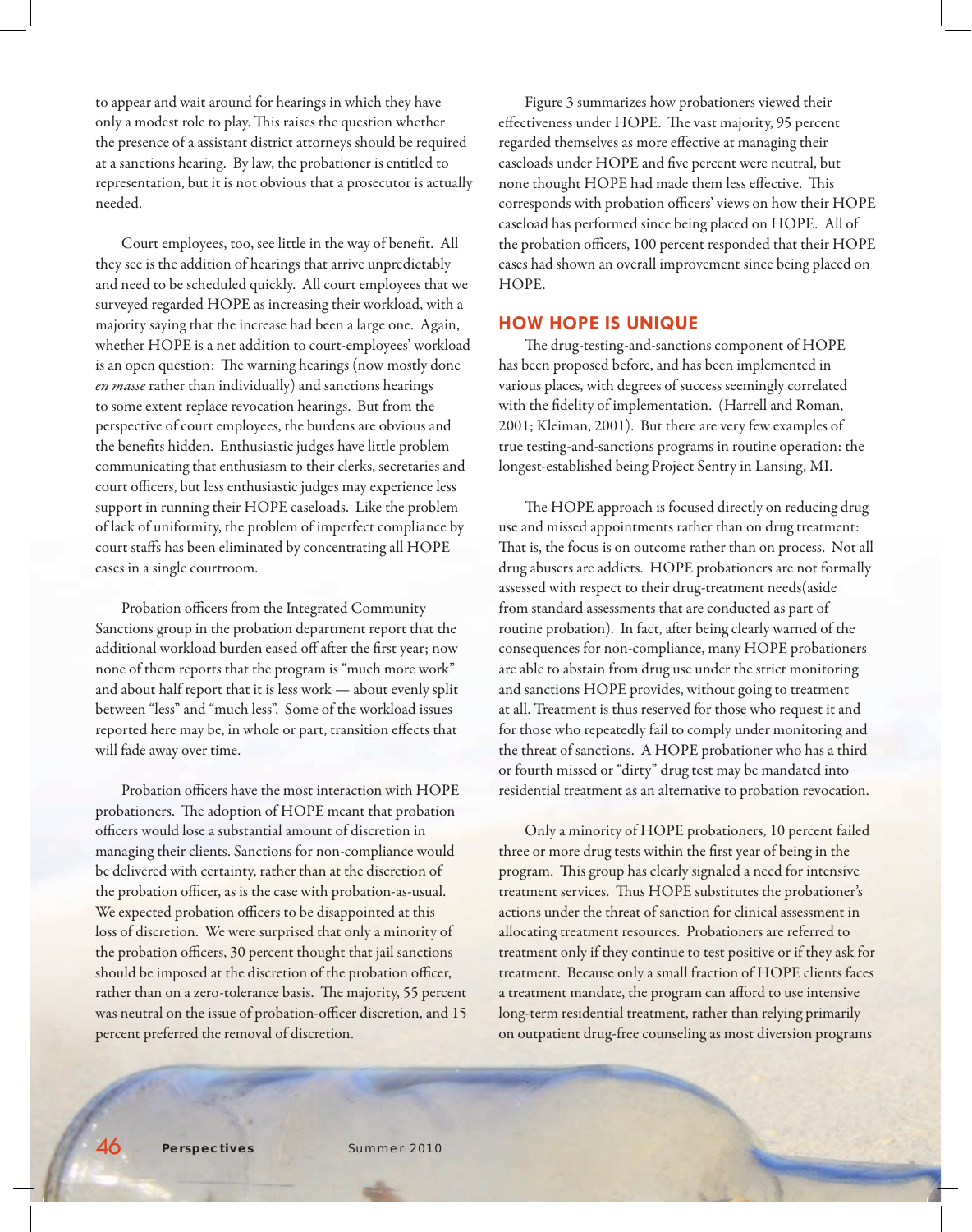to appear and wait around for hearings in which they have only a modest role to play. This raises the question whether the presence of a assistant district attorneys should be required at a sanctions hearing. By law, the probationer is entitled to representation, but it is not obvious that a prosecutor is actually needed.

Court employees, too, see little in the way of benefit. All they see is the addition of hearings that arrive unpredictably and need to be scheduled quickly. All court employees that we surveyed regarded HOPE as increasing their workload, with a majority saying that the increase had been a large one. Again, whether HOPE is a net addition to court-employees' workload is an open question: The warning hearings (now mostly done *en masse* rather than individually) and sanctions hearings to some extent replace revocation hearings. But from the perspective of court employees, the burdens are obvious and the benefits hidden. Enthusiastic judges have little problem communicating that enthusiasm to their clerks, secretaries and court officers, but less enthusiastic judges may experience less support in running their HOPE caseloads. Like the problem of lack of uniformity, the problem of imperfect compliance by court staffs has been eliminated by concentrating all HOPE cases in a single courtroom.

Probation officers from the Integrated Community Sanctions group in the probation department report that the additional workload burden eased off after the first year; now none of them reports that the program is "much more work" and about half report that it is less work — about evenly split between "less" and "much less". Some of the workload issues reported here may be, in whole or part, transition effects that will fade away over time.

Probation officers have the most interaction with HOPE probationers. The adoption of HOPE meant that probation officers would lose a substantial amount of discretion in managing their clients. Sanctions for non-compliance would be delivered with certainty, rather than at the discretion of the probation officer, as is the case with probation-as-usual. We expected probation officers to be disappointed at this loss of discretion. We were surprised that only a minority of the probation officers, 30 percent thought that jail sanctions should be imposed at the discretion of the probation officer, rather than on a zero-tolerance basis. The majority, 55 percent was neutral on the issue of probation-officer discretion, and 15 percent preferred the removal of discretion.

Figure 3 summarizes how probationers viewed their effectiveness under HOPE. The vast majority, 95 percent regarded themselves as more effective at managing their caseloads under HOPE and five percent were neutral, but none thought HOPE had made them less effective. This corresponds with probation officers' views on how their HOPE caseload has performed since being placed on HOPE. All of the probation officers, 100 percent responded that their HOPE cases had shown an overall improvement since being placed on HOPE.

## HOW HOPE IS UNIQUE

The drug-testing-and-sanctions component of HOPE has been proposed before, and has been implemented in various places, with degrees of success seemingly correlated with the fidelity of implementation. (Harrell and Roman, 2001; Kleiman, 2001). But there are very few examples of true testing-and-sanctions programs in routine operation: the longest-established being Project Sentry in Lansing, MI.

The HOPE approach is focused directly on reducing drug use and missed appointments rather than on drug treatment: That is, the focus is on outcome rather than on process. Not all drug abusers are addicts. HOPE probationers are not formally assessed with respect to their drug-treatment needs(aside from standard assessments that are conducted as part of routine probation). In fact, after being clearly warned of the consequences for non-compliance, many HOPE probationers are able to abstain from drug use under the strict monitoring and sanctions HOPE provides, without going to treatment at all. Treatment is thus reserved for those who request it and for those who repeatedly fail to comply under monitoring and the threat of sanctions. A HOPE probationer who has a third or fourth missed or "dirty" drug test may be mandated into residential treatment as an alternative to probation revocation.

Only a minority of HOPE probationers, 10 percent failed three or more drug tests within the first year of being in the program. This group has clearly signaled a need for intensive treatment services. Thus HOPE substitutes the probationer's actions under the threat of sanction for clinical assessment in allocating treatment resources. Probationers are referred to treatment only if they continue to test positive or if they ask for treatment. Because only a small fraction of HOPE clients faces a treatment mandate, the program can afford to use intensive long-term residential treatment, rather than relying primarily on outpatient drug-free counseling as most diversion programs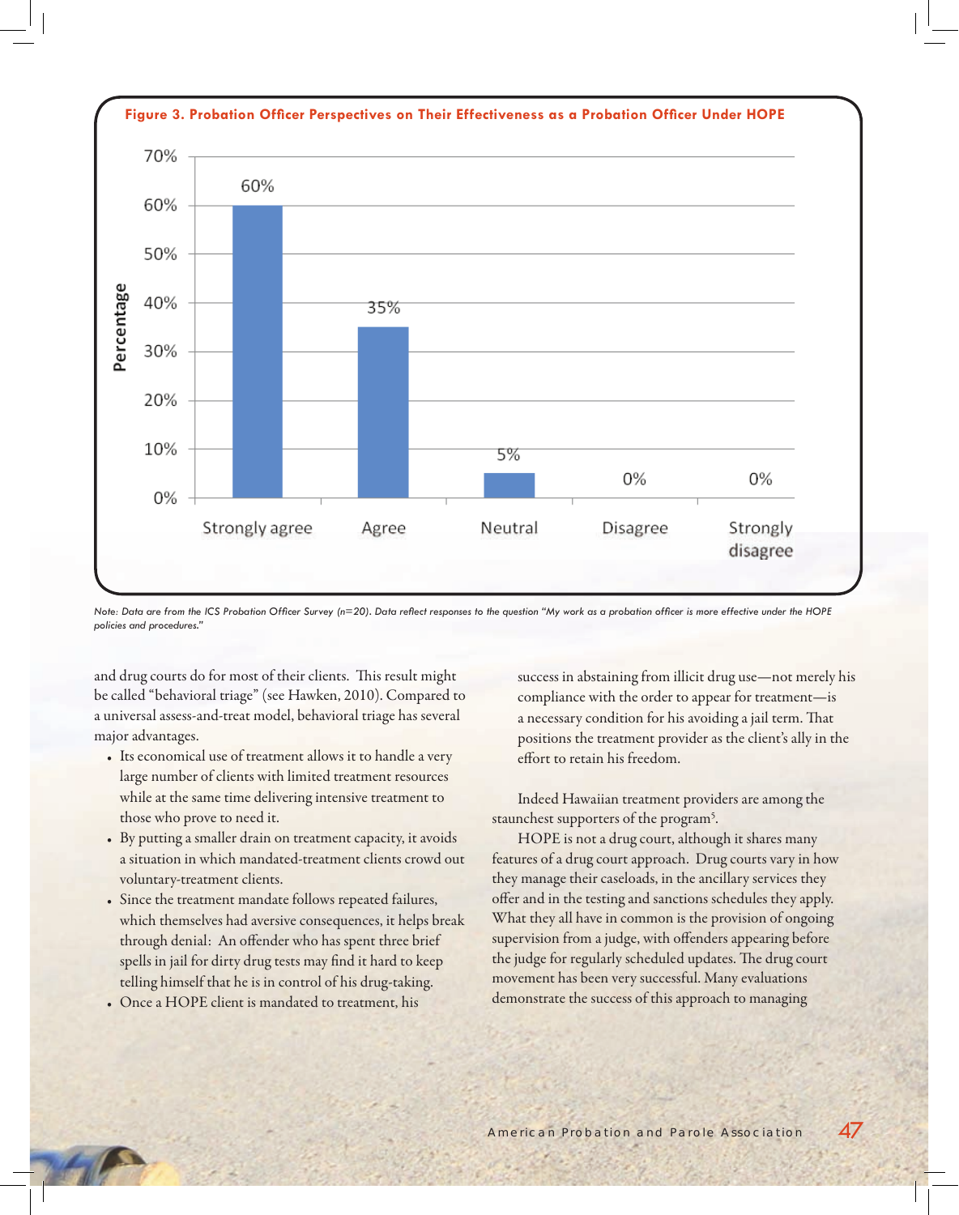**Figure 3. Probation Officer Perspectives on Their Effectiveness as a Probation Officer Under HOPE**

| Response | Percentage |
|---|---|
| Strongly agree | 60% |
| Agree | 35% |
| Neutral | 5% |
| Disagree | 0% |
| Strongly disagree | 0% |

*Note: Data are from the ICS Probation Officer Survey (n=20). Data reflect responses to the question "My work as a probation officer is more effective under the HOPE policies and procedures."*

and drug courts do for most of their clients. This result might be called "behavioral triage" (see Hawken, 2010). Compared to a universal assess-and-treat model, behavioral triage has several major advantages.

- Its economical use of treatment allows it to handle a very large number of clients with limited treatment resources while at the same time delivering intensive treatment to those who prove to need it.
- By putting a smaller drain on treatment capacity, it avoids a situation in which mandated-treatment clients crowd out voluntary-treatment clients.
- Since the treatment mandate follows repeated failures, which themselves had aversive consequences, it helps break through denial: An offender who has spent three brief spells in jail for dirty drug tests may find it hard to keep telling himself that he is in control of his drug-taking.
- Once a HOPE client is mandated to treatment, his success in abstaining from illicit drug use—not merely his compliance with the order to appear for treatment—is a necessary condition for his avoiding a jail term. That positions the treatment provider as the client's ally in the effort to retain his freedom.

Indeed Hawaiian treatment providers are among the staunchest supporters of the program[5].

HOPE is not a drug court, although it shares many features of a drug court approach. Drug courts vary in how they manage their caseloads, in the ancillary services they offer and in the testing and sanctions schedules they apply. What they all have in common is the provision of ongoing supervision from a judge, with offenders appearing before the judge for regularly scheduled updates. The drug court movement has been very successful. Many evaluations demonstrate the success of this approach to managing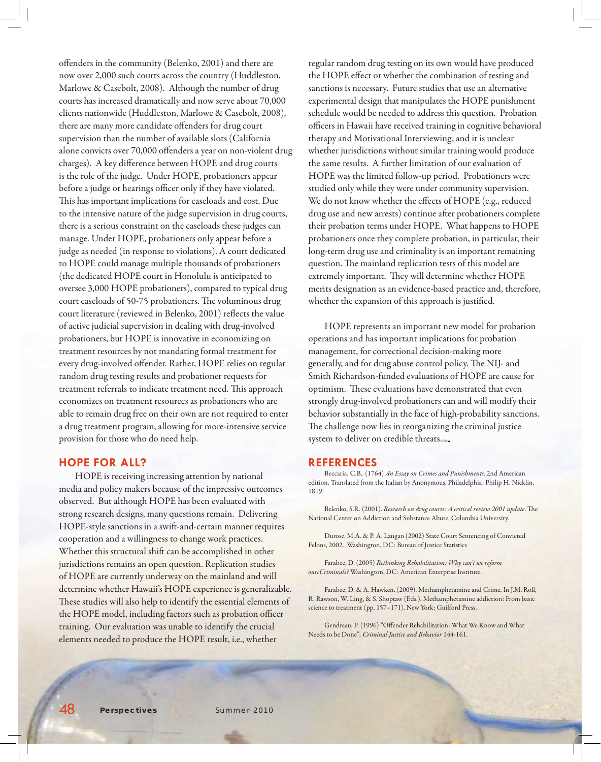offenders in the community (Belenko, 2001) and there are now over 2,000 such courts across the country (Huddleston, Marlowe & Casebolt, 2008). Although the number of drug courts has increased dramatically and now serve about 70,000 clients nationwide (Huddleston, Marlowe & Casebolt, 2008), there are many more candidate offenders for drug court supervision than the number of available slots (California alone convicts over 70,000 offenders a year on non-violent drug charges). A key difference between HOPE and drug courts is the role of the judge. Under HOPE, probationers appear before a judge or hearings officer only if they have violated. This has important implications for caseloads and cost. Due to the intensive nature of the judge supervision in drug courts, there is a serious constraint on the caseloads these judges can manage. Under HOPE, probationers only appear before a judge as needed (in response to violations). A court dedicated to HOPE could manage multiple thousands of probationers (the dedicated HOPE court in Honolulu is anticipated to oversee 3,000 HOPE probationers), compared to typical drug court caseloads of 50-75 probationers. The voluminous drug court literature (reviewed in Belenko, 2001) reflects the value of active judicial supervision in dealing with drug-involved probationers, but HOPE is innovative in economizing on treatment resources by not mandating formal treatment for every drug-involved offender. Rather, HOPE relies on regular random drug testing results and probationer requests for treatment referrals to indicate treatment need. This approach economizes on treatment resources as probationers who are able to remain drug free on their own are not required to enter a drug treatment program, allowing for more-intensive service provision for those who do need help.

## HOPE FOR ALL?

HOPE is receiving increasing attention by national media and policy makers because of the impressive outcomes observed. But although HOPE has been evaluated with strong research designs, many questions remain. Delivering HOPE-style sanctions in a swift-and-certain manner requires cooperation and a willingness to change work practices. Whether this structural shift can be accomplished in other jurisdictions remains an open question. Replication studies of HOPE are currently underway on the mainland and will determine whether Hawaii's HOPE experience is generalizable. These studies will also help to identify the essential elements of the HOPE model, including factors such as probation officer training. Our evaluation was unable to identify the crucial elements needed to produce the HOPE result, i.e., whether regular random drug testing on its own would have produced the HOPE effect or whether the combination of testing and sanctions is necessary. Future studies that use an alternative experimental design that manipulates the HOPE punishment schedule would be needed to address this question. Probation officers in Hawaii have received training in cognitive behavioral therapy and Motivational Interviewing, and it is unclear whether jurisdictions without similar training would produce the same results. A further limitation of our evaluation of HOPE was the limited follow-up period. Probationers were studied only while they were under community supervision. We do not know whether the effects of HOPE (e.g., reduced drug use and new arrests) continue after probationers complete their probation terms under HOPE. What happens to HOPE probationers once they complete probation, in particular, their long-term drug use and criminality is an important remaining question. The mainland replication tests of this model are extremely important. They will determine whether HOPE merits designation as an evidence-based practice and, therefore, whether the expansion of this approach is justified.

HOPE represents an important new model for probation operations and has important implications for probation management, for correctional decision-making more generally, and for drug abuse control policy. The NIJ- and Smith Richardson-funded evaluations of HOPE are cause for optimism. These evaluations have demonstrated that even strongly drug-involved probationers can and will modify their behavior substantially in the face of high-probability sanctions. The challenge now lies in reorganizing the criminal justice system to deliver on credible threats.

## REFERENCES

Beccaria, C.B.. (1764) *An Essay on Crimes and Punishments*. 2nd American edition. Translated from the Italian by Anonymous. Philadelphia: Philip H. Nicklin, 1819.

Belenko, S.R. (2001). *Research on drug courts: A critical review 2001 update*. The National Center on Addiction and Substance Abuse, Columbia University.

Durose, M.A. & P. A. Langan (2002) State Court Sentencing of Convicted Felons, 2002. Washington, DC: Bureau of Justice Statistics

Farabee, D. (2005) *Rethinking Rehabilitation: Why can't we reform ourcCriminals?* Washington, DC: American Enterprise Institute.

Farabee, D. & A. Hawken. (2009). Methamphetamine and Crime. In J.M. Roll, R. Rawson, W. Ling, & S. Shoptaw (Eds.), Methamphetamine addiction: From basic science to treatment (pp. 157–171). New York: Guilford Press.

Gendreau, P. (1996) "Offender Rehabilitation: What We Know and What Needs to be Done", *Criminal Justice and Behavior* 144-161.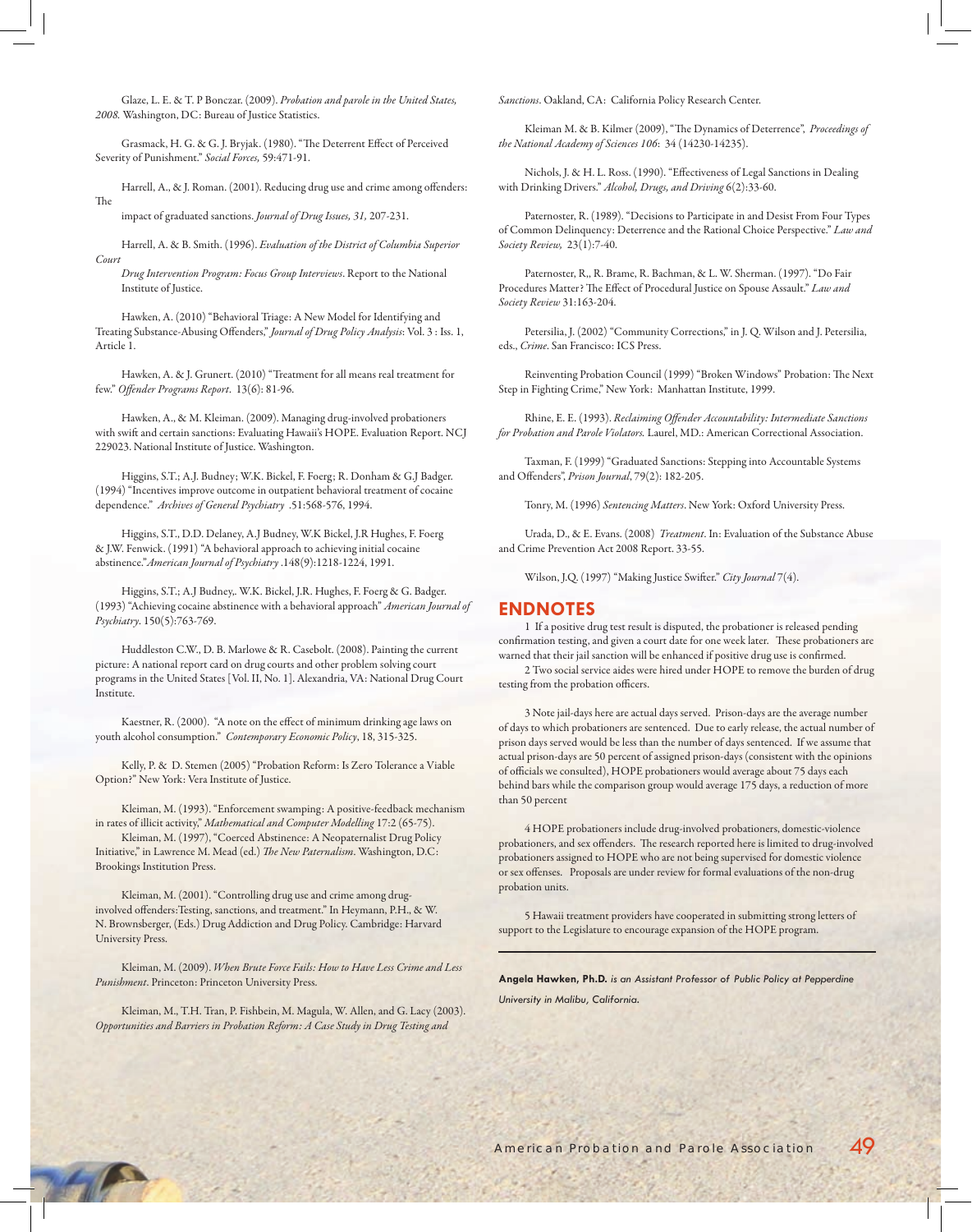Glaze, L. E. & T. P Bonczar. (2009). *Probation and parole in the United States, 2008.* Washington, DC: Bureau of Justice Statistics.

Grasmack, H. G. & G. J. Bryjak. (1980). "The Deterrent Effect of Perceived Severity of Punishment." *Social Forces,* 59:471-91.

Harrell, A., & J. Roman. (2001). Reducing drug use and crime among offenders: The
impact of graduated sanctions. *Journal of Drug Issues, 31,* 207-231.

Harrell, A. & B. Smith. (1996). *Evaluation of the District of Columbia Superior Court
Drug Intervention Program: Focus Group Interviews*. Report to the National Institute of Justice.

Hawken, A. (2010) "Behavioral Triage: A New Model for Identifying and Treating Substance-Abusing Offenders," *Journal of Drug Policy Analysis*: Vol. 3 : Iss. 1, Article 1.

Hawken, A. & J. Grunert. (2010) "Treatment for all means real treatment for few." *Offender Programs Report*. 13(6): 81-96.

Hawken, A., & M. Kleiman. (2009). Managing drug-involved probationers with swift and certain sanctions: Evaluating Hawaii's HOPE. Evaluation Report. NCJ 229023. National Institute of Justice. Washington.

Higgins, S.T.; A.J. Budney; W.K. Bickel, F. Foerg; R. Donham & G.J Badger. (1994) "Incentives improve outcome in outpatient behavioral treatment of cocaine dependence." *Archives of General Psychiatry* .51:568-576, 1994.

Higgins, S.T., D.D. Delaney, A.J Budney, W.K Bickel, J.R Hughes, F. Foerg & J.W. Fenwick. (1991) "A behavioral approach to achieving initial cocaine abstinence."*American Journal of Psychiatry* .148(9):1218-1224, 1991.

Higgins, S.T.; A.J Budney,. W.K. Bickel, J.R. Hughes, F. Foerg & G. Badger. (1993) "Achieving cocaine abstinence with a behavioral approach" *American Journal of Psychiatry*. 150(5):763-769.

Huddleston C.W., D. B. Marlowe & R. Casebolt. (2008). Painting the current picture: A national report card on drug courts and other problem solving court programs in the United States [Vol. II, No. 1]. Alexandria, VA: National Drug Court Institute.

Kaestner, R. (2000). "A note on the effect of minimum drinking age laws on youth alcohol consumption." *Contemporary Economic Policy*, 18, 315-325.

Kelly, P. & D. Stemen (2005) "Probation Reform: Is Zero Tolerance a Viable Option?" New York: Vera Institute of Justice.

Kleiman, M. (1993). "Enforcement swamping: A positive-feedback mechanism in rates of illicit activity," *Mathematical and Computer Modelling* 17:2 (65-75).
Kleiman, M. (1997), "Coerced Abstinence: A Neopaternalist Drug Policy Initiative," in Lawrence M. Mead (ed.) *The New Paternalism*. Washington, D.C: Brookings Institution Press.

Kleiman, M. (2001). "Controlling drug use and crime among drug-involved offenders:Testing, sanctions, and treatment." In Heymann, P.H., & W. N. Brownsberger, (Eds.) Drug Addiction and Drug Policy. Cambridge: Harvard University Press.

Kleiman, M. (2009). *When Brute Force Fails: How to Have Less Crime and Less Punishment*. Princeton: Princeton University Press.

Kleiman, M., T.H. Tran, P. Fishbein, M. Magula, W. Allen, and G. Lacy (2003). *Opportunities and Barriers in Probation Reform: A Case Study in Drug Testing and Sanctions*. Oakland, CA: California Policy Research Center.

Kleiman M. & B. Kilmer (2009), "The Dynamics of Deterrence", *Proceedings of the National Academy of Sciences 106*: 34 (14230-14235).

Nichols, J. & H. L. Ross. (1990). "Effectiveness of Legal Sanctions in Dealing with Drinking Drivers." *Alcohol, Drugs, and Driving* 6(2):33-60.

Paternoster, R. (1989). "Decisions to Participate in and Desist From Four Types of Common Delinquency: Deterrence and the Rational Choice Perspective." *Law and Society Review,* 23(1):7-40.

Paternoster, R,, R. Brame, R. Bachman, & L. W. Sherman. (1997). "Do Fair Procedures Matter? The Effect of Procedural Justice on Spouse Assault." *Law and Society Review* 31:163-204.

Petersilia, J. (2002) "Community Corrections," in J. Q. Wilson and J. Petersilia, eds., *Crime*. San Francisco: ICS Press.

Reinventing Probation Council (1999) "Broken Windows" Probation: The Next Step in Fighting Crime," New York: Manhattan Institute, 1999.

Rhine, E. E. (1993). *Reclaiming Offender Accountability: Intermediate Sanctions for Probation and Parole Violators.* Laurel, MD.: American Correctional Association.

Taxman, F. (1999) "Graduated Sanctions: Stepping into Accountable Systems and Offenders", *Prison Journal*, 79(2): 182-205.

Tonry, M. (1996) *Sentencing Matters*. New York: Oxford University Press.

Urada, D., & E. Evans. (2008) *Treatment*. In: Evaluation of the Substance Abuse and Crime Prevention Act 2008 Report. 33-55.

Wilson, J.Q. (1997) "Making Justice Swifter." *City Journal* 7(4).

## ENDNOTES

1 If a positive drug test result is disputed, the probationer is released pending confirmation testing, and given a court date for one week later. These probationers are warned that their jail sanction will be enhanced if positive drug use is confirmed.

2 Two social service aides were hired under HOPE to remove the burden of drug testing from the probation officers.

3 Note jail-days here are actual days served. Prison-days are the average number of days to which probationers are sentenced. Due to early release, the actual number of prison days served would be less than the number of days sentenced. If we assume that actual prison-days are 50 percent of assigned prison-days (consistent with the opinions of officials we consulted), HOPE probationers would average about 75 days each behind bars while the comparison group would average 175 days, a reduction of more than 50 percent

4 HOPE probationers include drug-involved probationers, domestic-violence probationers, and sex offenders. The research reported here is limited to drug-involved probationers assigned to HOPE who are not being supervised for domestic violence or sex offenses. Proposals are under review for formal evaluations of the non-drug probation units.

5 Hawaii treatment providers have cooperated in submitting strong letters of support to the Legislature to encourage expansion of the HOPE program.

---

**Angela Hawken, Ph.D.** *is an Assistant Professor of Public Policy at Pepperdine University in Malibu, California.*